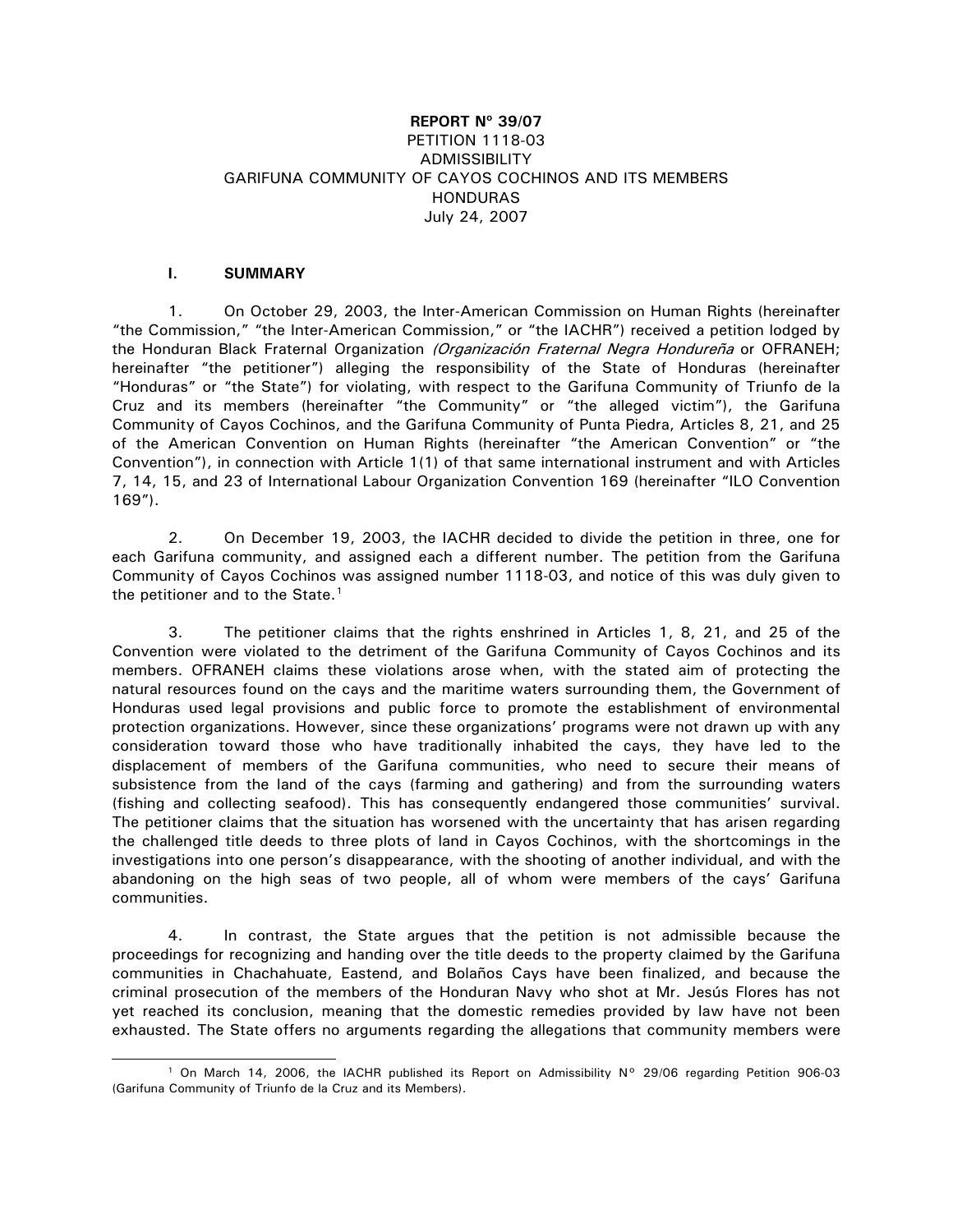**REPORT Nº 39/07**
PETITION 1118-03
ADMISSIBILITY
GARIFUNA COMMUNITY OF CAYOS COCHINOS AND ITS MEMBERS
HONDURAS
July 24, 2007

## I. SUMMARY

1. On October 29, 2003, the Inter-American Commission on Human Rights (hereinafter "the Commission," "the Inter-American Commission," or "the IACHR") received a petition lodged by the Honduran Black Fraternal Organization *(Organización Fraternal Negra Hondureña* or OFRANEH; hereinafter "the petitioner") alleging the responsibility of the State of Honduras (hereinafter "Honduras" or "the State") for violating, with respect to the Garifuna Community of Triunfo de la Cruz and its members (hereinafter "the Community" or "the alleged victim"), the Garifuna Community of Cayos Cochinos, and the Garifuna Community of Punta Piedra, Articles 8, 21, and 25 of the American Convention on Human Rights (hereinafter "the American Convention" or "the Convention"), in connection with Article 1(1) of that same international instrument and with Articles 7, 14, 15, and 23 of International Labour Organization Convention 169 (hereinafter "ILO Convention 169").

2. On December 19, 2003, the IACHR decided to divide the petition in three, one for each Garifuna community, and assigned each a different number. The petition from the Garifuna Community of Cayos Cochinos was assigned number 1118-03, and notice of this was duly given to the petitioner and to the State.[1]

3. The petitioner claims that the rights enshrined in Articles 1, 8, 21, and 25 of the Convention were violated to the detriment of the Garifuna Community of Cayos Cochinos and its members. OFRANEH claims these violations arose when, with the stated aim of protecting the natural resources found on the cays and the maritime waters surrounding them, the Government of Honduras used legal provisions and public force to promote the establishment of environmental protection organizations. However, since these organizations' programs were not drawn up with any consideration toward those who have traditionally inhabited the cays, they have led to the displacement of members of the Garifuna communities, who need to secure their means of subsistence from the land of the cays (farming and gathering) and from the surrounding waters (fishing and collecting seafood). This has consequently endangered those communities' survival. The petitioner claims that the situation has worsened with the uncertainty that has arisen regarding the challenged title deeds to three plots of land in Cayos Cochinos, with the shortcomings in the investigations into one person's disappearance, with the shooting of another individual, and with the abandoning on the high seas of two people, all of whom were members of the cays' Garifuna communities.

4. In contrast, the State argues that the petition is not admissible because the proceedings for recognizing and handing over the title deeds to the property claimed by the Garifuna communities in Chachahuate, Eastend, and Bolaños Cays have been finalized, and because the criminal prosecution of the members of the Honduran Navy who shot at Mr. Jesús Flores has not yet reached its conclusion, meaning that the domestic remedies provided by law have not been exhausted. The State offers no arguments regarding the allegations that community members were

[1] On March 14, 2006, the IACHR published its Report on Admissibility Nº 29/06 regarding Petition 906-03 (Garifuna Community of Triunfo de la Cruz and its Members).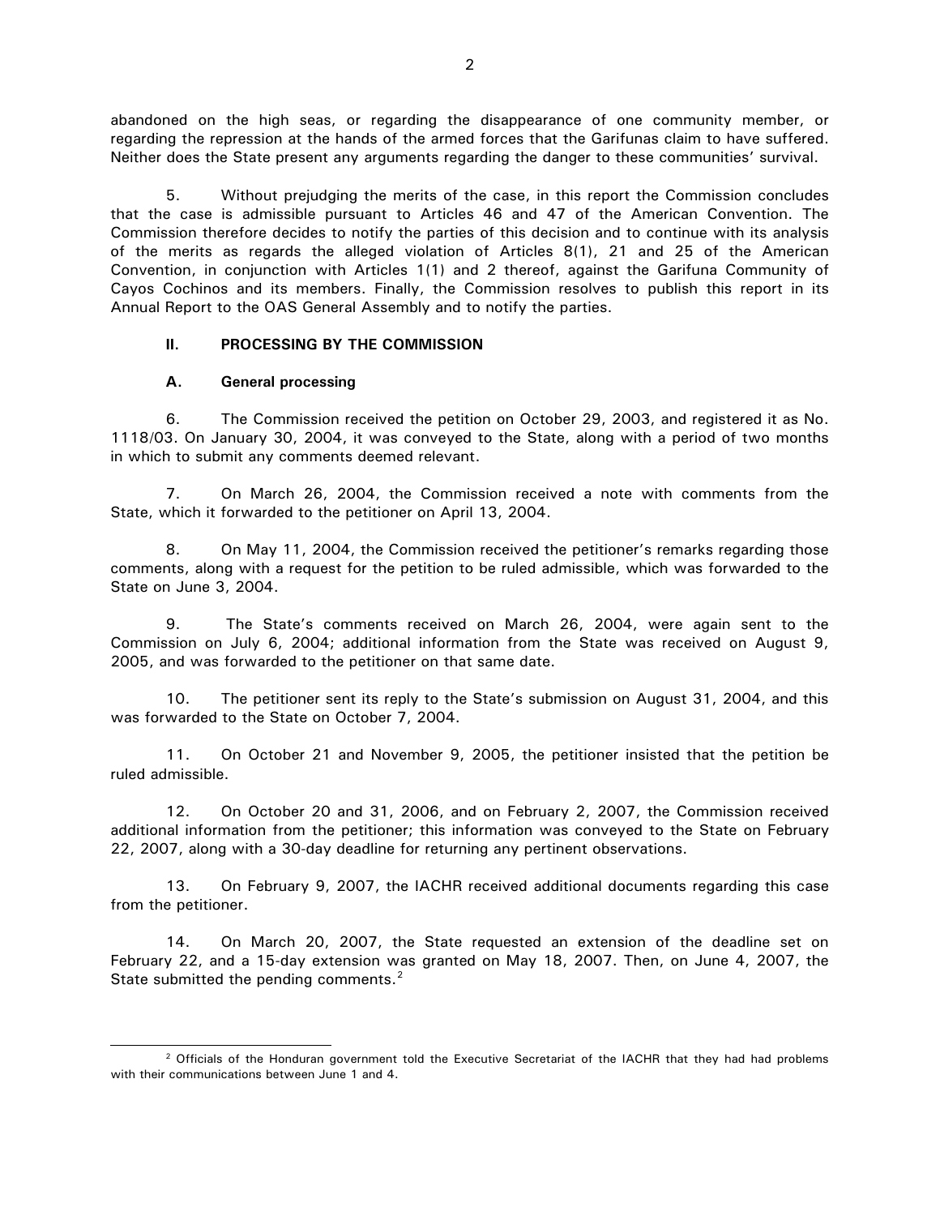abandoned on the high seas, or regarding the disappearance of one community member, or regarding the repression at the hands of the armed forces that the Garifunas claim to have suffered. Neither does the State present any arguments regarding the danger to these communities' survival.

5. Without prejudging the merits of the case, in this report the Commission concludes that the case is admissible pursuant to Articles 46 and 47 of the American Convention. The Commission therefore decides to notify the parties of this decision and to continue with its analysis of the merits as regards the alleged violation of Articles 8(1), 21 and 25 of the American Convention, in conjunction with Articles 1(1) and 2 thereof, against the Garifuna Community of Cayos Cochinos and its members. Finally, the Commission resolves to publish this report in its Annual Report to the OAS General Assembly and to notify the parties.

## II. PROCESSING BY THE COMMISSION

### A. General processing

6. The Commission received the petition on October 29, 2003, and registered it as No. 1118/03. On January 30, 2004, it was conveyed to the State, along with a period of two months in which to submit any comments deemed relevant.

7. On March 26, 2004, the Commission received a note with comments from the State, which it forwarded to the petitioner on April 13, 2004.

8. On May 11, 2004, the Commission received the petitioner's remarks regarding those comments, along with a request for the petition to be ruled admissible, which was forwarded to the State on June 3, 2004.

9. The State's comments received on March 26, 2004, were again sent to the Commission on July 6, 2004; additional information from the State was received on August 9, 2005, and was forwarded to the petitioner on that same date.

10. The petitioner sent its reply to the State's submission on August 31, 2004, and this was forwarded to the State on October 7, 2004.

11. On October 21 and November 9, 2005, the petitioner insisted that the petition be ruled admissible.

12. On October 20 and 31, 2006, and on February 2, 2007, the Commission received additional information from the petitioner; this information was conveyed to the State on February 22, 2007, along with a 30-day deadline for returning any pertinent observations.

13. On February 9, 2007, the IACHR received additional documents regarding this case from the petitioner.

14. On March 20, 2007, the State requested an extension of the deadline set on February 22, and a 15-day extension was granted on May 18, 2007. Then, on June 4, 2007, the State submitted the pending comments.[2]

[2] Officials of the Honduran government told the Executive Secretariat of the IACHR that they had had problems with their communications between June 1 and 4.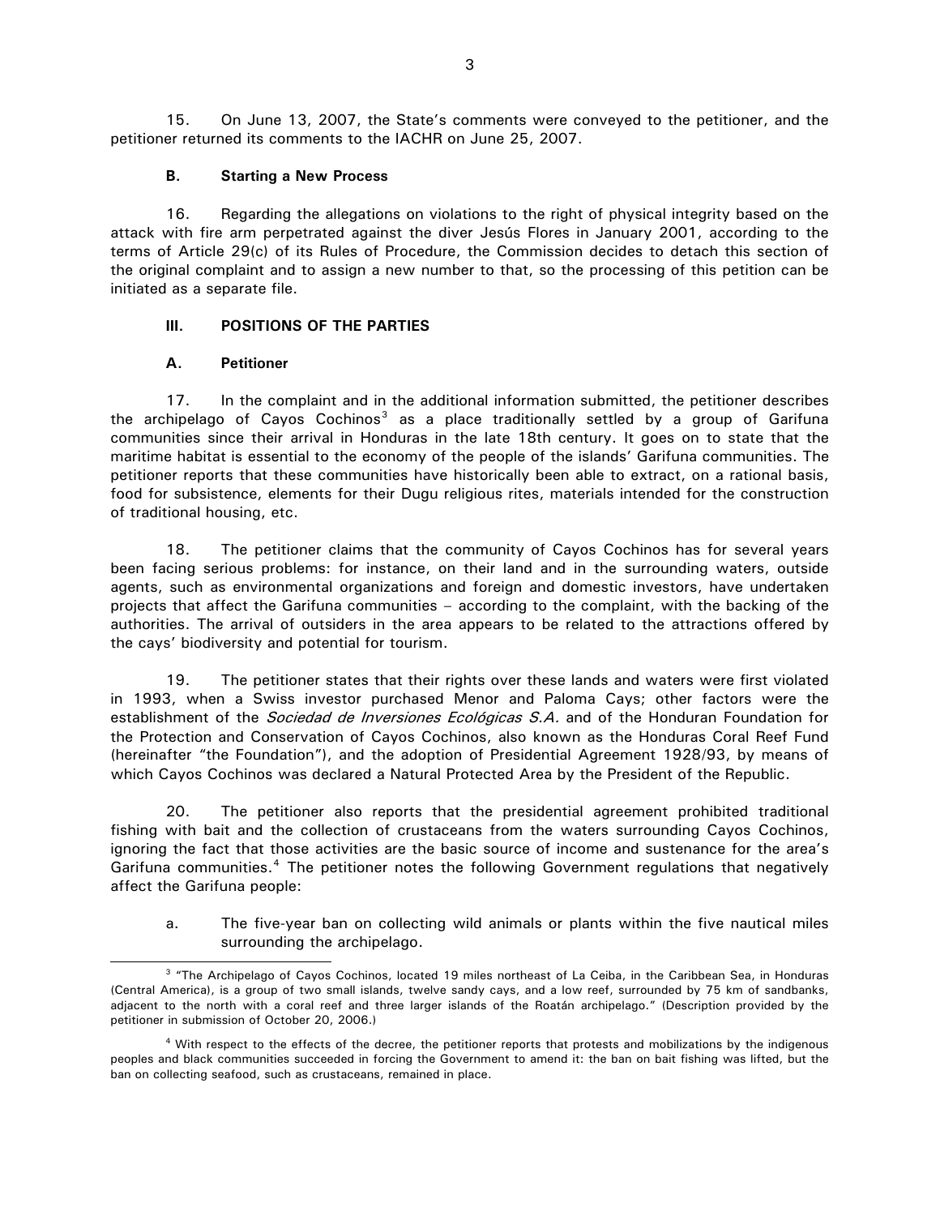15. On June 13, 2007, the State's comments were conveyed to the petitioner, and the petitioner returned its comments to the IACHR on June 25, 2007.

### B. Starting a New Process

16. Regarding the allegations on violations to the right of physical integrity based on the attack with fire arm perpetrated against the diver Jesús Flores in January 2001, according to the terms of Article 29(c) of its Rules of Procedure, the Commission decides to detach this section of the original complaint and to assign a new number to that, so the processing of this petition can be initiated as a separate file.

## III. POSITIONS OF THE PARTIES

### A. Petitioner

17. In the complaint and in the additional information submitted, the petitioner describes the archipelago of Cayos Cochinos[3] as a place traditionally settled by a group of Garifuna communities since their arrival in Honduras in the late 18th century. It goes on to state that the maritime habitat is essential to the economy of the people of the islands' Garifuna communities. The petitioner reports that these communities have historically been able to extract, on a rational basis, food for subsistence, elements for their Dugu religious rites, materials intended for the construction of traditional housing, etc.

18. The petitioner claims that the community of Cayos Cochinos has for several years been facing serious problems: for instance, on their land and in the surrounding waters, outside agents, such as environmental organizations and foreign and domestic investors, have undertaken projects that affect the Garifuna communities – according to the complaint, with the backing of the authorities. The arrival of outsiders in the area appears to be related to the attractions offered by the cays' biodiversity and potential for tourism.

19. The petitioner states that their rights over these lands and waters were first violated in 1993, when a Swiss investor purchased Menor and Paloma Cays; other factors were the establishment of the *Sociedad de Inversiones Ecológicas S.A.* and of the Honduran Foundation for the Protection and Conservation of Cayos Cochinos, also known as the Honduras Coral Reef Fund (hereinafter "the Foundation"), and the adoption of Presidential Agreement 1928/93, by means of which Cayos Cochinos was declared a Natural Protected Area by the President of the Republic.

20. The petitioner also reports that the presidential agreement prohibited traditional fishing with bait and the collection of crustaceans from the waters surrounding Cayos Cochinos, ignoring the fact that those activities are the basic source of income and sustenance for the area's Garifuna communities.[4] The petitioner notes the following Government regulations that negatively affect the Garifuna people:

a. The five-year ban on collecting wild animals or plants within the five nautical miles surrounding the archipelago.

---

[3] "The Archipelago of Cayos Cochinos, located 19 miles northeast of La Ceiba, in the Caribbean Sea, in Honduras (Central America), is a group of two small islands, twelve sandy cays, and a low reef, surrounded by 75 km of sandbanks, adjacent to the north with a coral reef and three larger islands of the Roatán archipelago." (Description provided by the petitioner in submission of October 20, 2006.)

[4] With respect to the effects of the decree, the petitioner reports that protests and mobilizations by the indigenous peoples and black communities succeeded in forcing the Government to amend it: the ban on bait fishing was lifted, but the ban on collecting seafood, such as crustaceans, remained in place.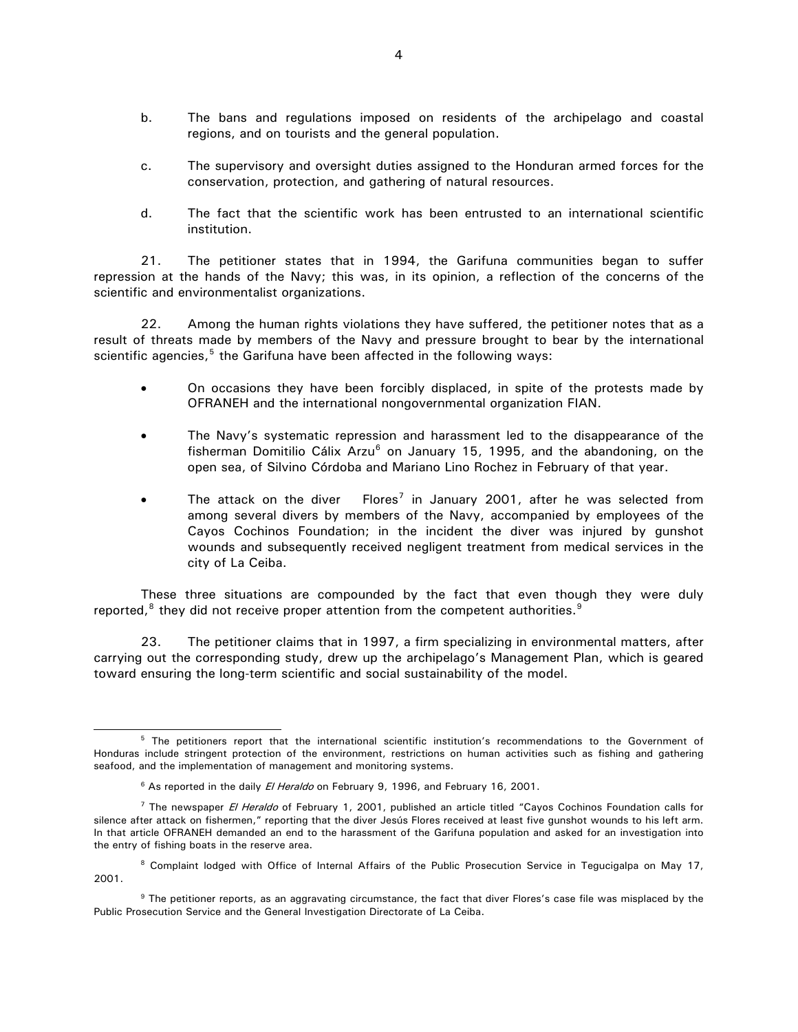b. The bans and regulations imposed on residents of the archipelago and coastal regions, and on tourists and the general population.

c. The supervisory and oversight duties assigned to the Honduran armed forces for the conservation, protection, and gathering of natural resources.

d. The fact that the scientific work has been entrusted to an international scientific institution.

21. The petitioner states that in 1994, the Garifuna communities began to suffer repression at the hands of the Navy; this was, in its opinion, a reflection of the concerns of the scientific and environmentalist organizations.

22. Among the human rights violations they have suffered, the petitioner notes that as a result of threats made by members of the Navy and pressure brought to bear by the international scientific agencies,[5] the Garifuna have been affected in the following ways:

- On occasions they have been forcibly displaced, in spite of the protests made by OFRANEH and the international nongovernmental organization FIAN.
- The Navy's systematic repression and harassment led to the disappearance of the fisherman Domitilio Cálix Arzu[6] on January 15, 1995, and the abandoning, on the open sea, of Silvino Córdoba and Mariano Lino Rochez in February of that year.
- The attack on the diver Flores[7] in January 2001, after he was selected from among several divers by members of the Navy, accompanied by employees of the Cayos Cochinos Foundation; in the incident the diver was injured by gunshot wounds and subsequently received negligent treatment from medical services in the city of La Ceiba.

These three situations are compounded by the fact that even though they were duly reported,[8] they did not receive proper attention from the competent authorities.[9]

23. The petitioner claims that in 1997, a firm specializing in environmental matters, after carrying out the corresponding study, drew up the archipelago's Management Plan, which is geared toward ensuring the long-term scientific and social sustainability of the model.

---

[5] The petitioners report that the international scientific institution's recommendations to the Government of Honduras include stringent protection of the environment, restrictions on human activities such as fishing and gathering seafood, and the implementation of management and monitoring systems.

[6] As reported in the daily *El Heraldo* on February 9, 1996, and February 16, 2001.

[7] The newspaper *El Heraldo* of February 1, 2001, published an article titled "Cayos Cochinos Foundation calls for silence after attack on fishermen," reporting that the diver Jesús Flores received at least five gunshot wounds to his left arm. In that article OFRANEH demanded an end to the harassment of the Garifuna population and asked for an investigation into the entry of fishing boats in the reserve area.

[8] Complaint lodged with Office of Internal Affairs of the Public Prosecution Service in Tegucigalpa on May 17, 2001.

[9] The petitioner reports, as an aggravating circumstance, the fact that diver Flores's case file was misplaced by the Public Prosecution Service and the General Investigation Directorate of La Ceiba.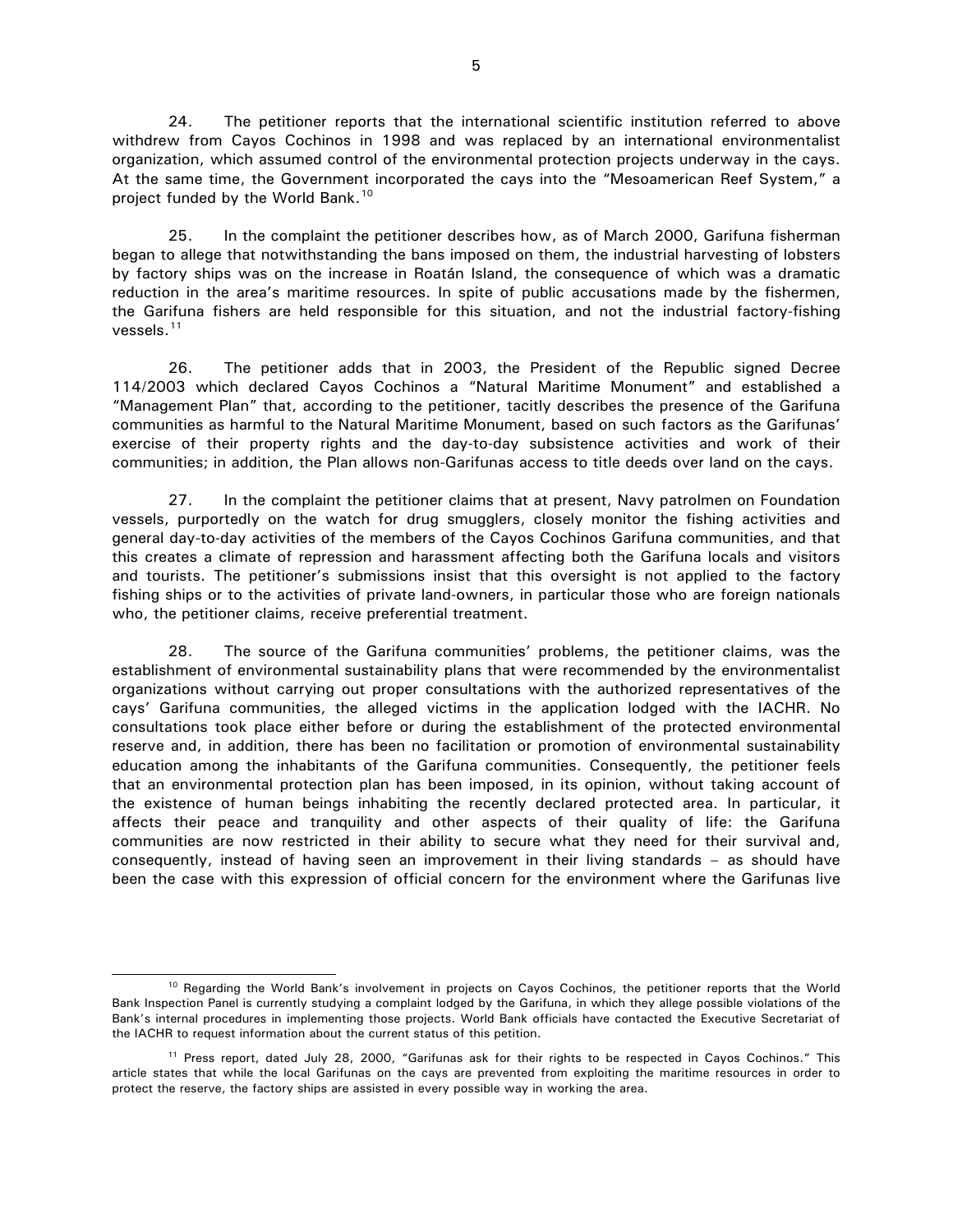24. The petitioner reports that the international scientific institution referred to above withdrew from Cayos Cochinos in 1998 and was replaced by an international environmentalist organization, which assumed control of the environmental protection projects underway in the cays. At the same time, the Government incorporated the cays into the "Mesoamerican Reef System," a project funded by the World Bank.[10]

25. In the complaint the petitioner describes how, as of March 2000, Garifuna fisherman began to allege that notwithstanding the bans imposed on them, the industrial harvesting of lobsters by factory ships was on the increase in Roatán Island, the consequence of which was a dramatic reduction in the area's maritime resources. In spite of public accusations made by the fishermen, the Garifuna fishers are held responsible for this situation, and not the industrial factory-fishing vessels.[11]

26. The petitioner adds that in 2003, the President of the Republic signed Decree 114/2003 which declared Cayos Cochinos a "Natural Maritime Monument" and established a "Management Plan" that, according to the petitioner, tacitly describes the presence of the Garifuna communities as harmful to the Natural Maritime Monument, based on such factors as the Garifunas' exercise of their property rights and the day-to-day subsistence activities and work of their communities; in addition, the Plan allows non-Garifunas access to title deeds over land on the cays.

27. In the complaint the petitioner claims that at present, Navy patrolmen on Foundation vessels, purportedly on the watch for drug smugglers, closely monitor the fishing activities and general day-to-day activities of the members of the Cayos Cochinos Garifuna communities, and that this creates a climate of repression and harassment affecting both the Garifuna locals and visitors and tourists. The petitioner's submissions insist that this oversight is not applied to the factory fishing ships or to the activities of private land-owners, in particular those who are foreign nationals who, the petitioner claims, receive preferential treatment.

28. The source of the Garifuna communities' problems, the petitioner claims, was the establishment of environmental sustainability plans that were recommended by the environmentalist organizations without carrying out proper consultations with the authorized representatives of the cays' Garifuna communities, the alleged victims in the application lodged with the IACHR. No consultations took place either before or during the establishment of the protected environmental reserve and, in addition, there has been no facilitation or promotion of environmental sustainability education among the inhabitants of the Garifuna communities. Consequently, the petitioner feels that an environmental protection plan has been imposed, in its opinion, without taking account of the existence of human beings inhabiting the recently declared protected area. In particular, it affects their peace and tranquility and other aspects of their quality of life: the Garifuna communities are now restricted in their ability to secure what they need for their survival and, consequently, instead of having seen an improvement in their living standards – as should have been the case with this expression of official concern for the environment where the Garifunas live

---

[10] Regarding the World Bank's involvement in projects on Cayos Cochinos, the petitioner reports that the World Bank Inspection Panel is currently studying a complaint lodged by the Garifuna, in which they allege possible violations of the Bank's internal procedures in implementing those projects. World Bank officials have contacted the Executive Secretariat of the IACHR to request information about the current status of this petition.

[11] Press report, dated July 28, 2000, "Garifunas ask for their rights to be respected in Cayos Cochinos." This article states that while the local Garifunas on the cays are prevented from exploiting the maritime resources in order to protect the reserve, the factory ships are assisted in every possible way in working the area.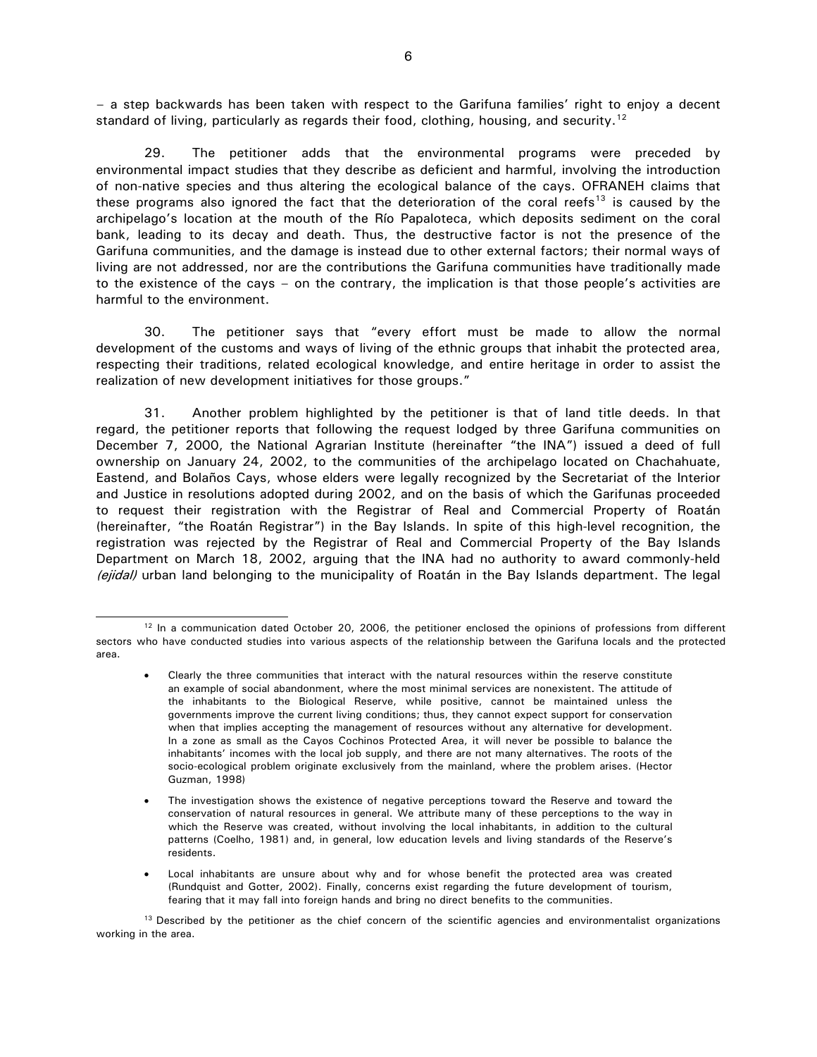– a step backwards has been taken with respect to the Garifuna families' right to enjoy a decent standard of living, particularly as regards their food, clothing, housing, and security.[12]

29. The petitioner adds that the environmental programs were preceded by environmental impact studies that they describe as deficient and harmful, involving the introduction of non-native species and thus altering the ecological balance of the cays. OFRANEH claims that these programs also ignored the fact that the deterioration of the coral reefs[13] is caused by the archipelago's location at the mouth of the Río Papaloteca, which deposits sediment on the coral bank, leading to its decay and death. Thus, the destructive factor is not the presence of the Garifuna communities, and the damage is instead due to other external factors; their normal ways of living are not addressed, nor are the contributions the Garifuna communities have traditionally made to the existence of the cays – on the contrary, the implication is that those people's activities are harmful to the environment.

30. The petitioner says that "every effort must be made to allow the normal development of the customs and ways of living of the ethnic groups that inhabit the protected area, respecting their traditions, related ecological knowledge, and entire heritage in order to assist the realization of new development initiatives for those groups."

31. Another problem highlighted by the petitioner is that of land title deeds. In that regard, the petitioner reports that following the request lodged by three Garifuna communities on December 7, 2000, the National Agrarian Institute (hereinafter "the INA") issued a deed of full ownership on January 24, 2002, to the communities of the archipelago located on Chachahuate, Eastend, and Bolaños Cays, whose elders were legally recognized by the Secretariat of the Interior and Justice in resolutions adopted during 2002, and on the basis of which the Garifunas proceeded to request their registration with the Registrar of Real and Commercial Property of Roatán (hereinafter, "the Roatán Registrar") in the Bay Islands. In spite of this high-level recognition, the registration was rejected by the Registrar of Real and Commercial Property of the Bay Islands Department on March 18, 2002, arguing that the INA had no authority to award commonly-held *(ejidal)* urban land belonging to the municipality of Roatán in the Bay Islands department. The legal

---

[12] In a communication dated October 20, 2006, the petitioner enclosed the opinions of professions from different sectors who have conducted studies into various aspects of the relationship between the Garifuna locals and the protected area.

- Clearly the three communities that interact with the natural resources within the reserve constitute an example of social abandonment, where the most minimal services are nonexistent. The attitude of the inhabitants to the Biological Reserve, while positive, cannot be maintained unless the governments improve the current living conditions; thus, they cannot expect support for conservation when that implies accepting the management of resources without any alternative for development. In a zone as small as the Cayos Cochinos Protected Area, it will never be possible to balance the inhabitants' incomes with the local job supply, and there are not many alternatives. The roots of the socio-ecological problem originate exclusively from the mainland, where the problem arises. (Hector Guzman, 1998)

- The investigation shows the existence of negative perceptions toward the Reserve and toward the conservation of natural resources in general. We attribute many of these perceptions to the way in which the Reserve was created, without involving the local inhabitants, in addition to the cultural patterns (Coelho, 1981) and, in general, low education levels and living standards of the Reserve's residents.

- Local inhabitants are unsure about why and for whose benefit the protected area was created (Rundquist and Gotter, 2002). Finally, concerns exist regarding the future development of tourism, fearing that it may fall into foreign hands and bring no direct benefits to the communities.

[13] Described by the petitioner as the chief concern of the scientific agencies and environmentalist organizations working in the area.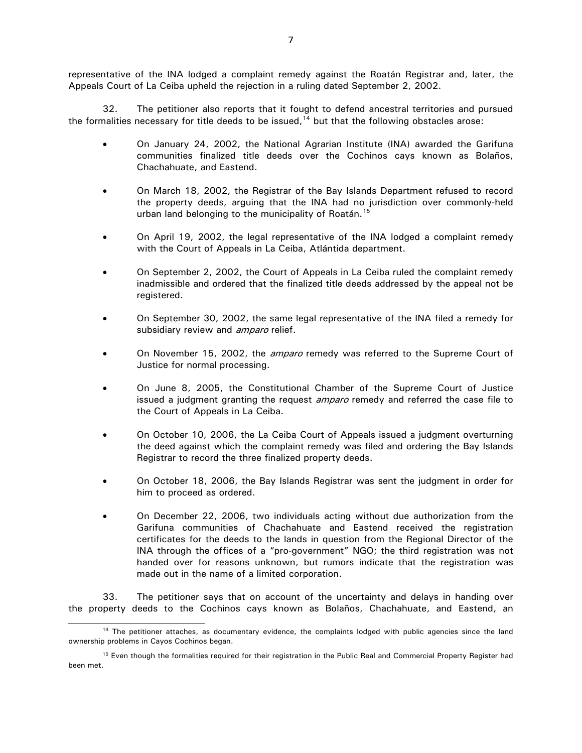representative of the INA lodged a complaint remedy against the Roatán Registrar and, later, the Appeals Court of La Ceiba upheld the rejection in a ruling dated September 2, 2002.

32. The petitioner also reports that it fought to defend ancestral territories and pursued the formalities necessary for title deeds to be issued,[14] but that the following obstacles arose:

- On January 24, 2002, the National Agrarian Institute (INA) awarded the Garifuna communities finalized title deeds over the Cochinos cays known as Bolaños, Chachahuate, and Eastend.
- On March 18, 2002, the Registrar of the Bay Islands Department refused to record the property deeds, arguing that the INA had no jurisdiction over commonly-held urban land belonging to the municipality of Roatán.[15]
- On April 19, 2002, the legal representative of the INA lodged a complaint remedy with the Court of Appeals in La Ceiba, Atlántida department.
- On September 2, 2002, the Court of Appeals in La Ceiba ruled the complaint remedy inadmissible and ordered that the finalized title deeds addressed by the appeal not be registered.
- On September 30, 2002, the same legal representative of the INA filed a remedy for subsidiary review and *amparo* relief.
- On November 15, 2002, the *amparo* remedy was referred to the Supreme Court of Justice for normal processing.
- On June 8, 2005, the Constitutional Chamber of the Supreme Court of Justice issued a judgment granting the request *amparo* remedy and referred the case file to the Court of Appeals in La Ceiba.
- On October 10, 2006, the La Ceiba Court of Appeals issued a judgment overturning the deed against which the complaint remedy was filed and ordering the Bay Islands Registrar to record the three finalized property deeds.
- On October 18, 2006, the Bay Islands Registrar was sent the judgment in order for him to proceed as ordered.
- On December 22, 2006, two individuals acting without due authorization from the Garifuna communities of Chachahuate and Eastend received the registration certificates for the deeds to the lands in question from the Regional Director of the INA through the offices of a "pro-government" NGO; the third registration was not handed over for reasons unknown, but rumors indicate that the registration was made out in the name of a limited corporation.

33. The petitioner says that on account of the uncertainty and delays in handing over the property deeds to the Cochinos cays known as Bolaños, Chachahuate, and Eastend, an

[14] The petitioner attaches, as documentary evidence, the complaints lodged with public agencies since the land ownership problems in Cayos Cochinos began.

[15] Even though the formalities required for their registration in the Public Real and Commercial Property Register had been met.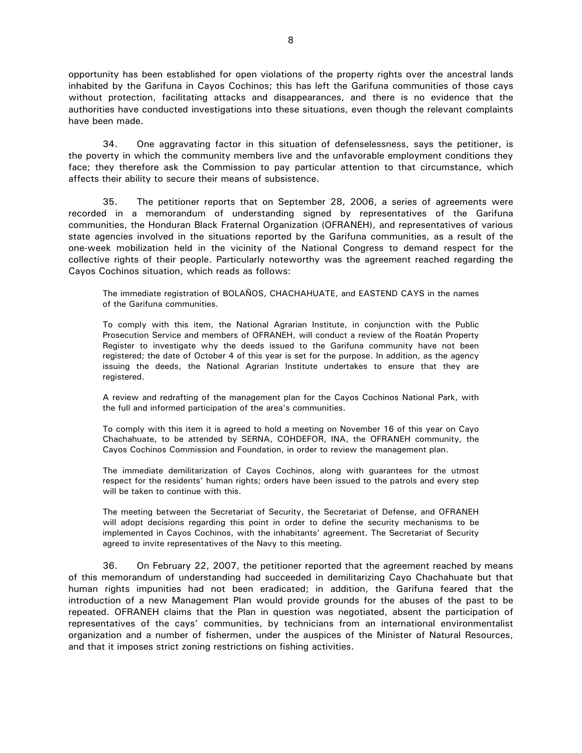opportunity has been established for open violations of the property rights over the ancestral lands inhabited by the Garifuna in Cayos Cochinos; this has left the Garifuna communities of those cays without protection, facilitating attacks and disappearances, and there is no evidence that the authorities have conducted investigations into these situations, even though the relevant complaints have been made.

34. One aggravating factor in this situation of defenselessness, says the petitioner, is the poverty in which the community members live and the unfavorable employment conditions they face; they therefore ask the Commission to pay particular attention to that circumstance, which affects their ability to secure their means of subsistence.

35. The petitioner reports that on September 28, 2006, a series of agreements were recorded in a memorandum of understanding signed by representatives of the Garifuna communities, the Honduran Black Fraternal Organization (OFRANEH), and representatives of various state agencies involved in the situations reported by the Garifuna communities, as a result of the one-week mobilization held in the vicinity of the National Congress to demand respect for the collective rights of their people. Particularly noteworthy was the agreement reached regarding the Cayos Cochinos situation, which reads as follows:

> The immediate registration of BOLAÑOS, CHACHAHUATE, and EASTEND CAYS in the names of the Garifuna communities.
>
> To comply with this item, the National Agrarian Institute, in conjunction with the Public Prosecution Service and members of OFRANEH, will conduct a review of the Roatán Property Register to investigate why the deeds issued to the Garifuna community have not been registered; the date of October 4 of this year is set for the purpose. In addition, as the agency issuing the deeds, the National Agrarian Institute undertakes to ensure that they are registered.
>
> A review and redrafting of the management plan for the Cayos Cochinos National Park, with the full and informed participation of the area's communities.
>
> To comply with this item it is agreed to hold a meeting on November 16 of this year on Cayo Chachahuate, to be attended by SERNA, COHDEFOR, INA, the OFRANEH community, the Cayos Cochinos Commission and Foundation, in order to review the management plan.
>
> The immediate demilitarization of Cayos Cochinos, along with guarantees for the utmost respect for the residents' human rights; orders have been issued to the patrols and every step will be taken to continue with this.
>
> The meeting between the Secretariat of Security, the Secretariat of Defense, and OFRANEH will adopt decisions regarding this point in order to define the security mechanisms to be implemented in Cayos Cochinos, with the inhabitants' agreement. The Secretariat of Security agreed to invite representatives of the Navy to this meeting.

36. On February 22, 2007, the petitioner reported that the agreement reached by means of this memorandum of understanding had succeeded in demilitarizing Cayo Chachahuate but that human rights impunities had not been eradicated; in addition, the Garifuna feared that the introduction of a new Management Plan would provide grounds for the abuses of the past to be repeated. OFRANEH claims that the Plan in question was negotiated, absent the participation of representatives of the cays' communities, by technicians from an international environmentalist organization and a number of fishermen, under the auspices of the Minister of Natural Resources, and that it imposes strict zoning restrictions on fishing activities.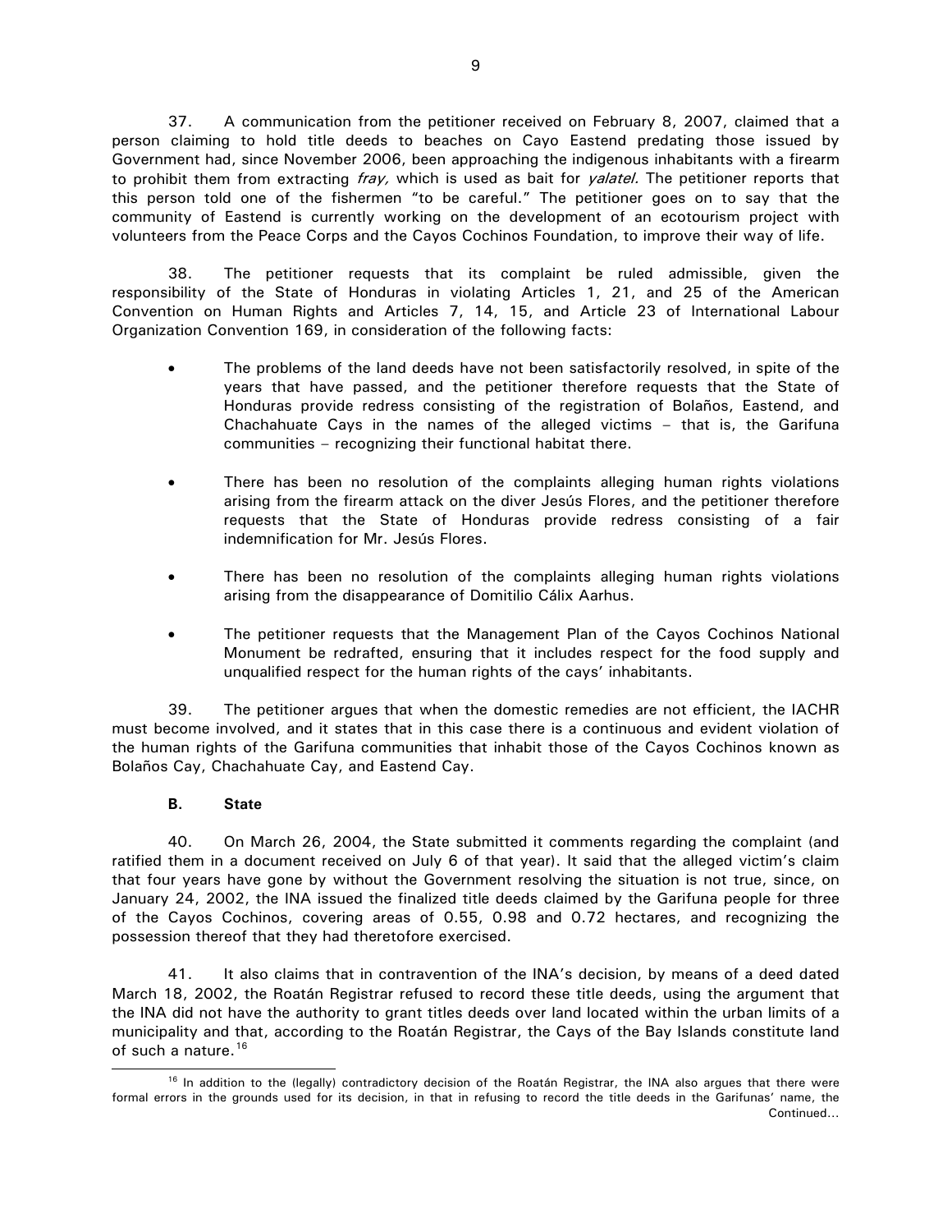37. A communication from the petitioner received on February 8, 2007, claimed that a person claiming to hold title deeds to beaches on Cayo Eastend predating those issued by Government had, since November 2006, been approaching the indigenous inhabitants with a firearm to prohibit them from extracting *fray,* which is used as bait for *yalatel.* The petitioner reports that this person told one of the fishermen "to be careful." The petitioner goes on to say that the community of Eastend is currently working on the development of an ecotourism project with volunteers from the Peace Corps and the Cayos Cochinos Foundation, to improve their way of life.

38. The petitioner requests that its complaint be ruled admissible, given the responsibility of the State of Honduras in violating Articles 1, 21, and 25 of the American Convention on Human Rights and Articles 7, 14, 15, and Article 23 of International Labour Organization Convention 169, in consideration of the following facts:

- The problems of the land deeds have not been satisfactorily resolved, in spite of the years that have passed, and the petitioner therefore requests that the State of Honduras provide redress consisting of the registration of Bolaños, Eastend, and Chachahuate Cays in the names of the alleged victims – that is, the Garifuna communities – recognizing their functional habitat there.

- There has been no resolution of the complaints alleging human rights violations arising from the firearm attack on the diver Jesús Flores, and the petitioner therefore requests that the State of Honduras provide redress consisting of a fair indemnification for Mr. Jesús Flores.

- There has been no resolution of the complaints alleging human rights violations arising from the disappearance of Domitilio Cálix Aarhus.

- The petitioner requests that the Management Plan of the Cayos Cochinos National Monument be redrafted, ensuring that it includes respect for the food supply and unqualified respect for the human rights of the cays' inhabitants.

39. The petitioner argues that when the domestic remedies are not efficient, the IACHR must become involved, and it states that in this case there is a continuous and evident violation of the human rights of the Garifuna communities that inhabit those of the Cayos Cochinos known as Bolaños Cay, Chachahuate Cay, and Eastend Cay.

### B. State

40. On March 26, 2004, the State submitted it comments regarding the complaint (and ratified them in a document received on July 6 of that year). It said that the alleged victim's claim that four years have gone by without the Government resolving the situation is not true, since, on January 24, 2002, the INA issued the finalized title deeds claimed by the Garifuna people for three of the Cayos Cochinos, covering areas of 0.55, 0.98 and 0.72 hectares, and recognizing the possession thereof that they had theretofore exercised.

41. It also claims that in contravention of the INA's decision, by means of a deed dated March 18, 2002, the Roatán Registrar refused to record these title deeds, using the argument that the INA did not have the authority to grant titles deeds over land located within the urban limits of a municipality and that, according to the Roatán Registrar, the Cays of the Bay Islands constitute land of such a nature.[16]

[16] In addition to the (legally) contradictory decision of the Roatán Registrar, the INA also argues that there were formal errors in the grounds used for its decision, in that in refusing to record the title deeds in the Garifunas' name, the Continued…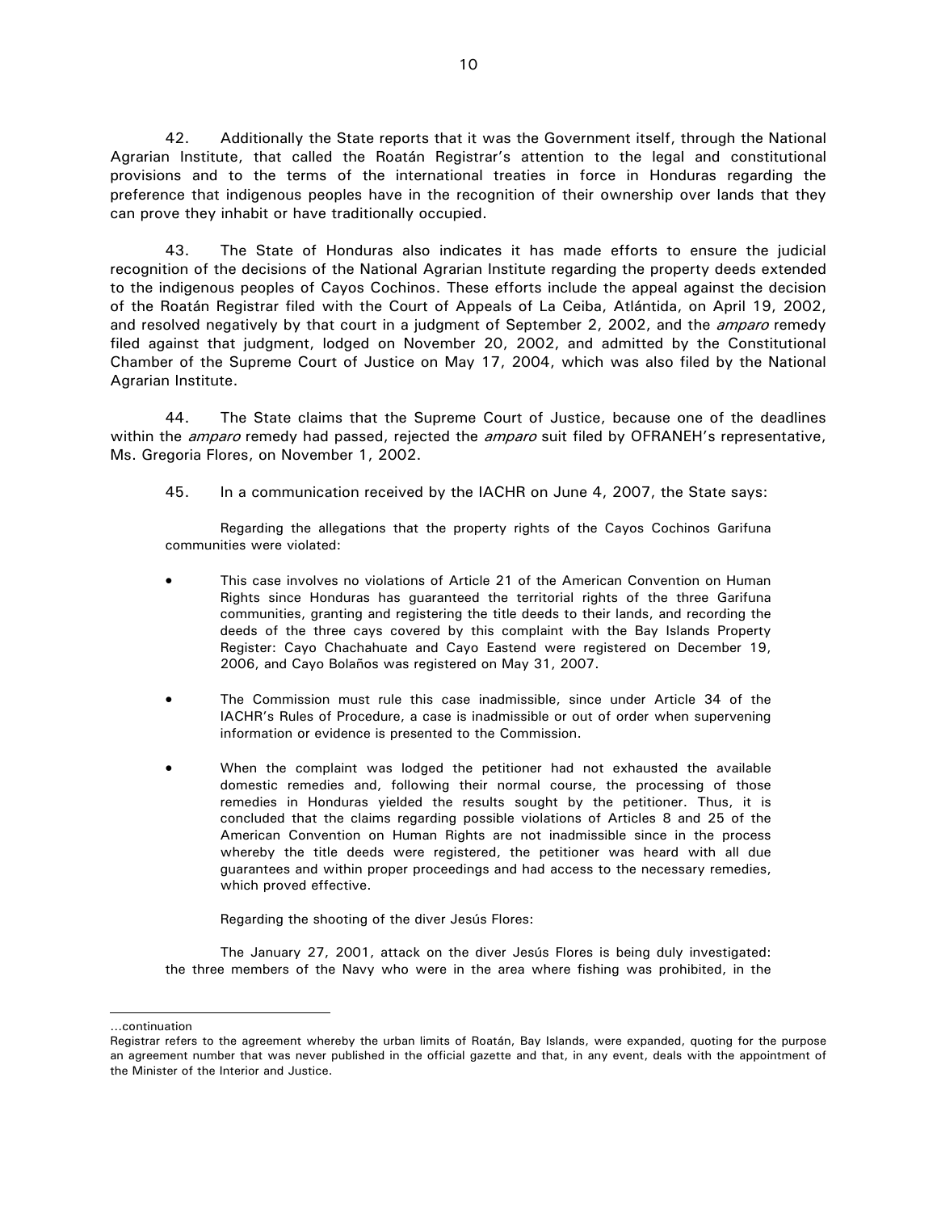42. Additionally the State reports that it was the Government itself, through the National Agrarian Institute, that called the Roatán Registrar's attention to the legal and constitutional provisions and to the terms of the international treaties in force in Honduras regarding the preference that indigenous peoples have in the recognition of their ownership over lands that they can prove they inhabit or have traditionally occupied.

43. The State of Honduras also indicates it has made efforts to ensure the judicial recognition of the decisions of the National Agrarian Institute regarding the property deeds extended to the indigenous peoples of Cayos Cochinos. These efforts include the appeal against the decision of the Roatán Registrar filed with the Court of Appeals of La Ceiba, Atlántida, on April 19, 2002, and resolved negatively by that court in a judgment of September 2, 2002, and the *amparo* remedy filed against that judgment, lodged on November 20, 2002, and admitted by the Constitutional Chamber of the Supreme Court of Justice on May 17, 2004, which was also filed by the National Agrarian Institute.

44. The State claims that the Supreme Court of Justice, because one of the deadlines within the *amparo* remedy had passed, rejected the *amparo* suit filed by OFRANEH's representative, Ms. Gregoria Flores, on November 1, 2002.

45. In a communication received by the IACHR on June 4, 2007, the State says:

> Regarding the allegations that the property rights of the Cayos Cochinos Garifuna communities were violated:
>
> - This case involves no violations of Article 21 of the American Convention on Human Rights since Honduras has guaranteed the territorial rights of the three Garifuna communities, granting and registering the title deeds to their lands, and recording the deeds of the three cays covered by this complaint with the Bay Islands Property Register: Cayo Chachahuate and Cayo Eastend were registered on December 19, 2006, and Cayo Bolaños was registered on May 31, 2007.
> - The Commission must rule this case inadmissible, since under Article 34 of the IACHR's Rules of Procedure, a case is inadmissible or out of order when supervening information or evidence is presented to the Commission.
> - When the complaint was lodged the petitioner had not exhausted the available domestic remedies and, following their normal course, the processing of those remedies in Honduras yielded the results sought by the petitioner. Thus, it is concluded that the claims regarding possible violations of Articles 8 and 25 of the American Convention on Human Rights are not inadmissible since in the process whereby the title deeds were registered, the petitioner was heard with all due guarantees and within proper proceedings and had access to the necessary remedies, which proved effective.
>
> Regarding the shooting of the diver Jesús Flores:
>
> The January 27, 2001, attack on the diver Jesús Flores is being duly investigated: the three members of the Navy who were in the area where fishing was prohibited, in the

---

...continuation

Registrar refers to the agreement whereby the urban limits of Roatán, Bay Islands, were expanded, quoting for the purpose an agreement number that was never published in the official gazette and that, in any event, deals with the appointment of the Minister of the Interior and Justice.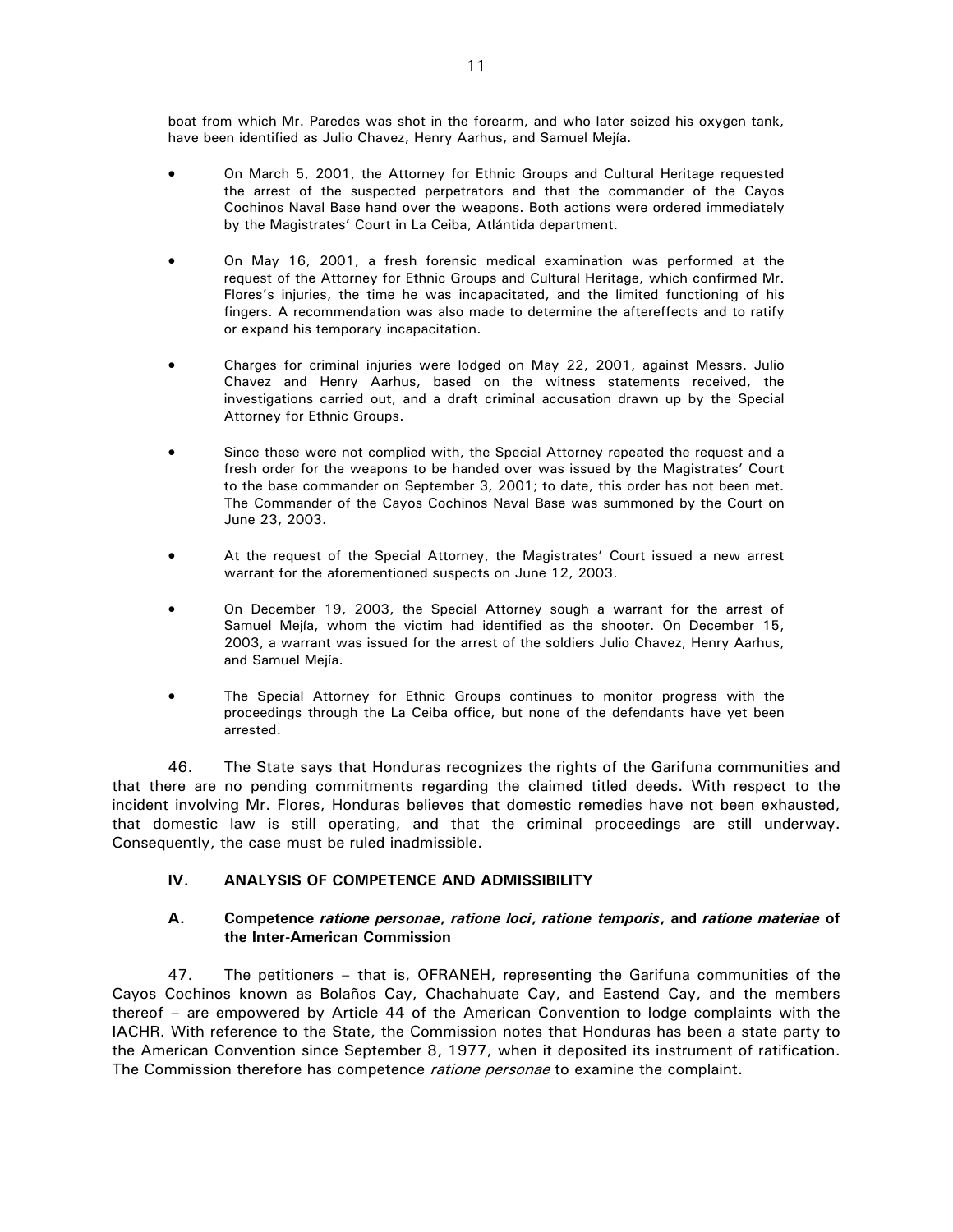boat from which Mr. Paredes was shot in the forearm, and who later seized his oxygen tank, have been identified as Julio Chavez, Henry Aarhus, and Samuel Mejía.

- On March 5, 2001, the Attorney for Ethnic Groups and Cultural Heritage requested the arrest of the suspected perpetrators and that the commander of the Cayos Cochinos Naval Base hand over the weapons. Both actions were ordered immediately by the Magistrates' Court in La Ceiba, Atlántida department.

- On May 16, 2001, a fresh forensic medical examination was performed at the request of the Attorney for Ethnic Groups and Cultural Heritage, which confirmed Mr. Flores's injuries, the time he was incapacitated, and the limited functioning of his fingers. A recommendation was also made to determine the aftereffects and to ratify or expand his temporary incapacitation.

- Charges for criminal injuries were lodged on May 22, 2001, against Messrs. Julio Chavez and Henry Aarhus, based on the witness statements received, the investigations carried out, and a draft criminal accusation drawn up by the Special Attorney for Ethnic Groups.

- Since these were not complied with, the Special Attorney repeated the request and a fresh order for the weapons to be handed over was issued by the Magistrates' Court to the base commander on September 3, 2001; to date, this order has not been met. The Commander of the Cayos Cochinos Naval Base was summoned by the Court on June 23, 2003.

- At the request of the Special Attorney, the Magistrates' Court issued a new arrest warrant for the aforementioned suspects on June 12, 2003.

- On December 19, 2003, the Special Attorney sough a warrant for the arrest of Samuel Mejía, whom the victim had identified as the shooter. On December 15, 2003, a warrant was issued for the arrest of the soldiers Julio Chavez, Henry Aarhus, and Samuel Mejía.

- The Special Attorney for Ethnic Groups continues to monitor progress with the proceedings through the La Ceiba office, but none of the defendants have yet been arrested.

46. The State says that Honduras recognizes the rights of the Garifuna communities and that there are no pending commitments regarding the claimed titled deeds. With respect to the incident involving Mr. Flores, Honduras believes that domestic remedies have not been exhausted, that domestic law is still operating, and that the criminal proceedings are still underway. Consequently, the case must be ruled inadmissible.

## IV. ANALYSIS OF COMPETENCE AND ADMISSIBILITY

### A. Competence *ratione personae*, *ratione loci*, *ratione temporis*, and *ratione materiae* of the Inter-American Commission

47. The petitioners – that is, OFRANEH, representing the Garifuna communities of the Cayos Cochinos known as Bolaños Cay, Chachahuate Cay, and Eastend Cay, and the members thereof – are empowered by Article 44 of the American Convention to lodge complaints with the IACHR. With reference to the State, the Commission notes that Honduras has been a state party to the American Convention since September 8, 1977, when it deposited its instrument of ratification. The Commission therefore has competence *ratione personae* to examine the complaint.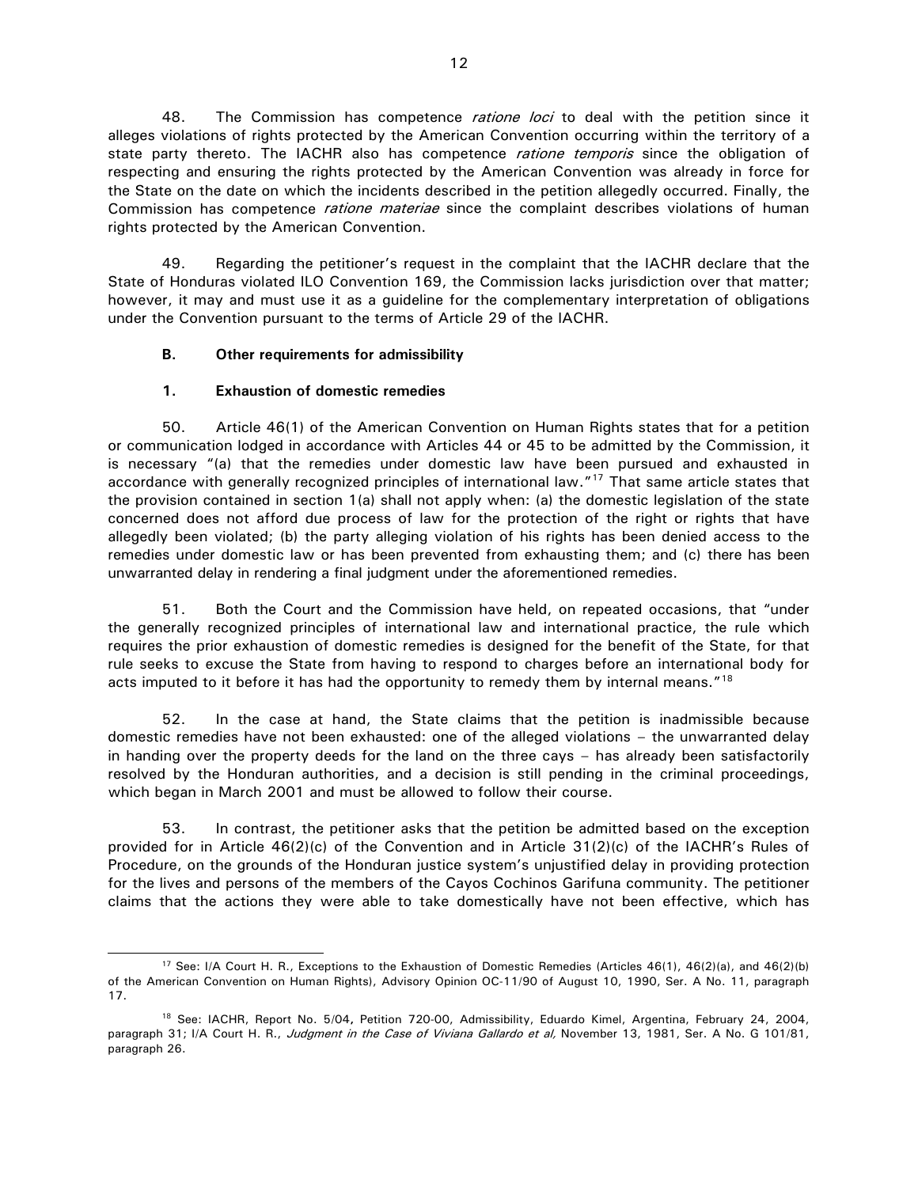48. The Commission has competence *ratione loci* to deal with the petition since it alleges violations of rights protected by the American Convention occurring within the territory of a state party thereto. The IACHR also has competence *ratione temporis* since the obligation of respecting and ensuring the rights protected by the American Convention was already in force for the State on the date on which the incidents described in the petition allegedly occurred. Finally, the Commission has competence *ratione materiae* since the complaint describes violations of human rights protected by the American Convention.

49. Regarding the petitioner's request in the complaint that the IACHR declare that the State of Honduras violated ILO Convention 169, the Commission lacks jurisdiction over that matter; however, it may and must use it as a guideline for the complementary interpretation of obligations under the Convention pursuant to the terms of Article 29 of the IACHR.

### B. Other requirements for admissibility

#### 1. Exhaustion of domestic remedies

50. Article 46(1) of the American Convention on Human Rights states that for a petition or communication lodged in accordance with Articles 44 or 45 to be admitted by the Commission, it is necessary "(a) that the remedies under domestic law have been pursued and exhausted in accordance with generally recognized principles of international law."[17] That same article states that the provision contained in section 1(a) shall not apply when: (a) the domestic legislation of the state concerned does not afford due process of law for the protection of the right or rights that have allegedly been violated; (b) the party alleging violation of his rights has been denied access to the remedies under domestic law or has been prevented from exhausting them; and (c) there has been unwarranted delay in rendering a final judgment under the aforementioned remedies.

51. Both the Court and the Commission have held, on repeated occasions, that "under the generally recognized principles of international law and international practice, the rule which requires the prior exhaustion of domestic remedies is designed for the benefit of the State, for that rule seeks to excuse the State from having to respond to charges before an international body for acts imputed to it before it has had the opportunity to remedy them by internal means."[18]

52. In the case at hand, the State claims that the petition is inadmissible because domestic remedies have not been exhausted: one of the alleged violations – the unwarranted delay in handing over the property deeds for the land on the three cays – has already been satisfactorily resolved by the Honduran authorities, and a decision is still pending in the criminal proceedings, which began in March 2001 and must be allowed to follow their course.

53. In contrast, the petitioner asks that the petition be admitted based on the exception provided for in Article 46(2)(c) of the Convention and in Article 31(2)(c) of the IACHR's Rules of Procedure, on the grounds of the Honduran justice system's unjustified delay in providing protection for the lives and persons of the members of the Cayos Cochinos Garifuna community. The petitioner claims that the actions they were able to take domestically have not been effective, which has

---

[17] See: I/A Court H. R., Exceptions to the Exhaustion of Domestic Remedies (Articles 46(1), 46(2)(a), and 46(2)(b) of the American Convention on Human Rights), Advisory Opinion OC-11/90 of August 10, 1990, Ser. A No. 11, paragraph 17.

[18] See: IACHR, Report No. 5/04, Petition 720-00, Admissibility, Eduardo Kimel, Argentina, February 24, 2004, paragraph 31; I/A Court H. R., *Judgment in the Case of Viviana Gallardo et al,* November 13, 1981, Ser. A No. G 101/81, paragraph 26.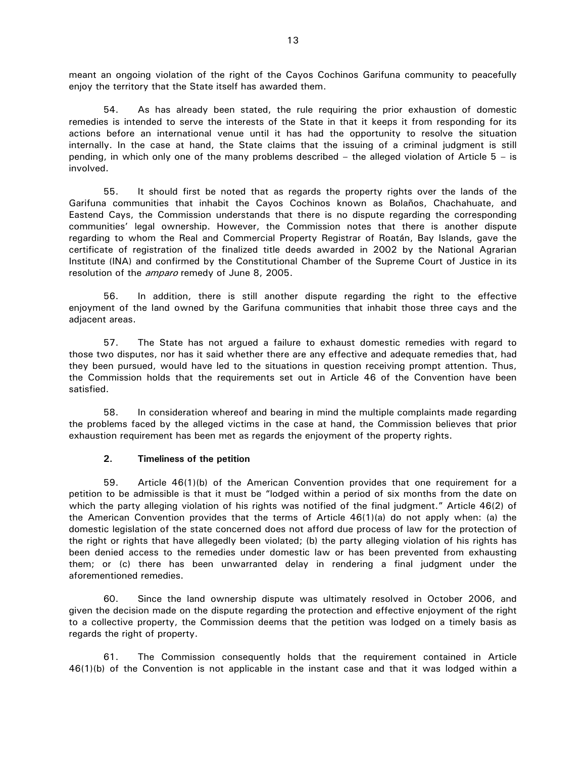meant an ongoing violation of the right of the Cayos Cochinos Garifuna community to peacefully enjoy the territory that the State itself has awarded them.

54. As has already been stated, the rule requiring the prior exhaustion of domestic remedies is intended to serve the interests of the State in that it keeps it from responding for its actions before an international venue until it has had the opportunity to resolve the situation internally. In the case at hand, the State claims that the issuing of a criminal judgment is still pending, in which only one of the many problems described – the alleged violation of Article 5 – is involved.

55. It should first be noted that as regards the property rights over the lands of the Garifuna communities that inhabit the Cayos Cochinos known as Bolaños, Chachahuate, and Eastend Cays, the Commission understands that there is no dispute regarding the corresponding communities' legal ownership. However, the Commission notes that there is another dispute regarding to whom the Real and Commercial Property Registrar of Roatán, Bay Islands, gave the certificate of registration of the finalized title deeds awarded in 2002 by the National Agrarian Institute (INA) and confirmed by the Constitutional Chamber of the Supreme Court of Justice in its resolution of the *amparo* remedy of June 8, 2005.

56. In addition, there is still another dispute regarding the right to the effective enjoyment of the land owned by the Garifuna communities that inhabit those three cays and the adjacent areas.

57. The State has not argued a failure to exhaust domestic remedies with regard to those two disputes, nor has it said whether there are any effective and adequate remedies that, had they been pursued, would have led to the situations in question receiving prompt attention. Thus, the Commission holds that the requirements set out in Article 46 of the Convention have been satisfied.

58. In consideration whereof and bearing in mind the multiple complaints made regarding the problems faced by the alleged victims in the case at hand, the Commission believes that prior exhaustion requirement has been met as regards the enjoyment of the property rights.

### 2. Timeliness of the petition

59. Article 46(1)(b) of the American Convention provides that one requirement for a petition to be admissible is that it must be "lodged within a period of six months from the date on which the party alleging violation of his rights was notified of the final judgment." Article 46(2) of the American Convention provides that the terms of Article 46(1)(a) do not apply when: (a) the domestic legislation of the state concerned does not afford due process of law for the protection of the right or rights that have allegedly been violated; (b) the party alleging violation of his rights has been denied access to the remedies under domestic law or has been prevented from exhausting them; or (c) there has been unwarranted delay in rendering a final judgment under the aforementioned remedies.

60. Since the land ownership dispute was ultimately resolved in October 2006, and given the decision made on the dispute regarding the protection and effective enjoyment of the right to a collective property, the Commission deems that the petition was lodged on a timely basis as regards the right of property.

61. The Commission consequently holds that the requirement contained in Article 46(1)(b) of the Convention is not applicable in the instant case and that it was lodged within a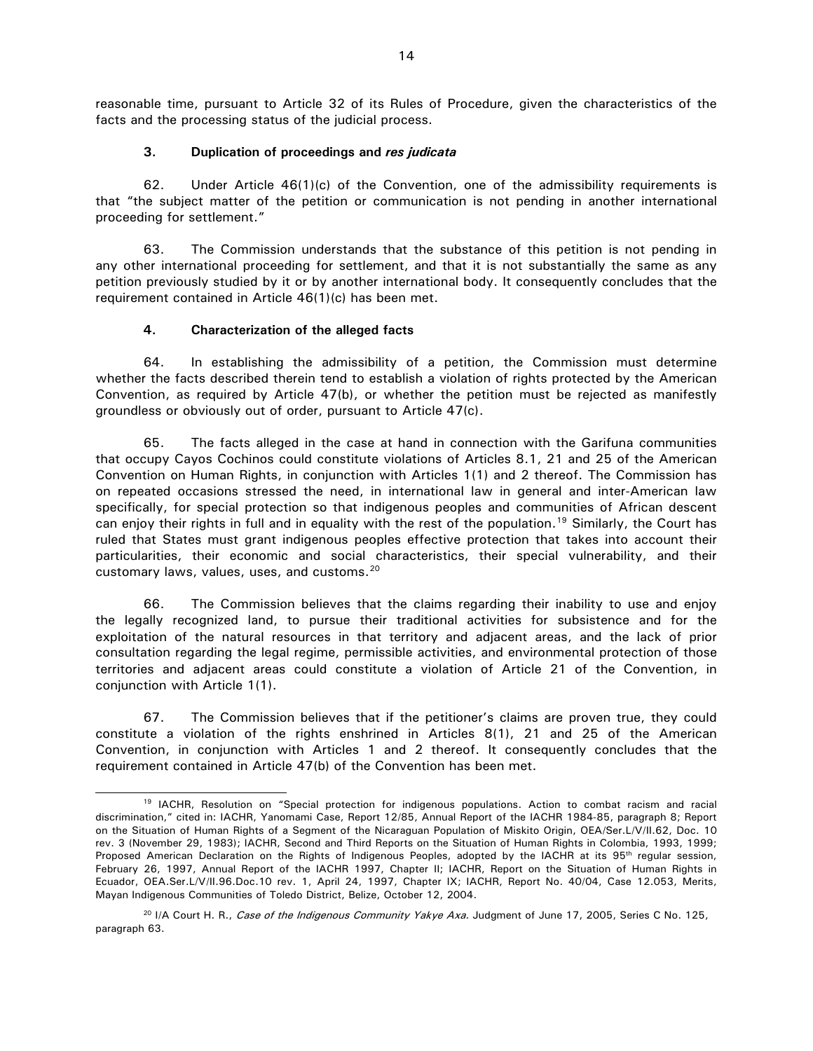reasonable time, pursuant to Article 32 of its Rules of Procedure, given the characteristics of the facts and the processing status of the judicial process.

### 3. Duplication of proceedings and *res judicata*

62. Under Article 46(1)(c) of the Convention, one of the admissibility requirements is that "the subject matter of the petition or communication is not pending in another international proceeding for settlement."

63. The Commission understands that the substance of this petition is not pending in any other international proceeding for settlement, and that it is not substantially the same as any petition previously studied by it or by another international body. It consequently concludes that the requirement contained in Article 46(1)(c) has been met.

### 4. Characterization of the alleged facts

64. In establishing the admissibility of a petition, the Commission must determine whether the facts described therein tend to establish a violation of rights protected by the American Convention, as required by Article 47(b), or whether the petition must be rejected as manifestly groundless or obviously out of order, pursuant to Article 47(c).

65. The facts alleged in the case at hand in connection with the Garifuna communities that occupy Cayos Cochinos could constitute violations of Articles 8.1, 21 and 25 of the American Convention on Human Rights, in conjunction with Articles 1(1) and 2 thereof. The Commission has on repeated occasions stressed the need, in international law in general and inter-American law specifically, for special protection so that indigenous peoples and communities of African descent can enjoy their rights in full and in equality with the rest of the population.[19] Similarly, the Court has ruled that States must grant indigenous peoples effective protection that takes into account their particularities, their economic and social characteristics, their special vulnerability, and their customary laws, values, uses, and customs.[20]

66. The Commission believes that the claims regarding their inability to use and enjoy the legally recognized land, to pursue their traditional activities for subsistence and for the exploitation of the natural resources in that territory and adjacent areas, and the lack of prior consultation regarding the legal regime, permissible activities, and environmental protection of those territories and adjacent areas could constitute a violation of Article 21 of the Convention, in conjunction with Article 1(1).

67. The Commission believes that if the petitioner's claims are proven true, they could constitute a violation of the rights enshrined in Articles 8(1), 21 and 25 of the American Convention, in conjunction with Articles 1 and 2 thereof. It consequently concludes that the requirement contained in Article 47(b) of the Convention has been met.

---

[19] IACHR, Resolution on "Special protection for indigenous populations. Action to combat racism and racial discrimination," cited in: IACHR, Yanomami Case, Report 12/85, Annual Report of the IACHR 1984-85, paragraph 8; Report on the Situation of Human Rights of a Segment of the Nicaraguan Population of Miskito Origin, OEA/Ser.L/V/II.62, Doc. 10 rev. 3 (November 29, 1983); IACHR, Second and Third Reports on the Situation of Human Rights in Colombia, 1993, 1999; Proposed American Declaration on the Rights of Indigenous Peoples, adopted by the IACHR at its 95th regular session, February 26, 1997, Annual Report of the IACHR 1997, Chapter II; IACHR, Report on the Situation of Human Rights in Ecuador, OEA.Ser.L/V/II.96.Doc.10 rev. 1, April 24, 1997, Chapter IX; IACHR, Report No. 40/04, Case 12.053, Merits, Mayan Indigenous Communities of Toledo District, Belize, October 12, 2004.

[20] I/A Court H. R., *Case of the Indigenous Community Yakye Axa.* Judgment of June 17, 2005, Series C No. 125, paragraph 63.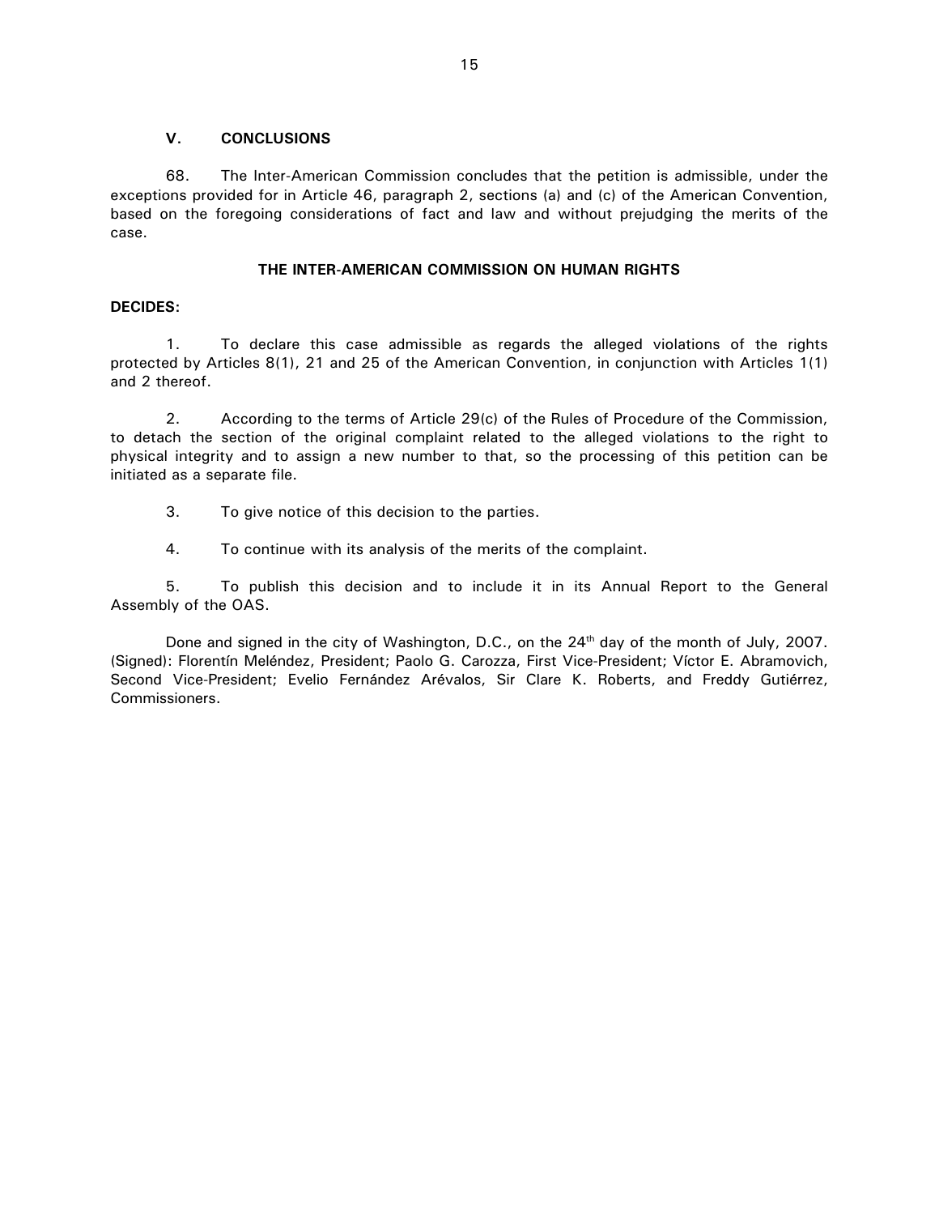## V. CONCLUSIONS

68. The Inter-American Commission concludes that the petition is admissible, under the exceptions provided for in Article 46, paragraph 2, sections (a) and (c) of the American Convention, based on the foregoing considerations of fact and law and without prejudging the merits of the case.

### THE INTER-AMERICAN COMMISSION ON HUMAN RIGHTS

**DECIDES:**

1. To declare this case admissible as regards the alleged violations of the rights protected by Articles 8(1), 21 and 25 of the American Convention, in conjunction with Articles 1(1) and 2 thereof.

2. According to the terms of Article 29(c) of the Rules of Procedure of the Commission, to detach the section of the original complaint related to the alleged violations to the right to physical integrity and to assign a new number to that, so the processing of this petition can be initiated as a separate file.

3. To give notice of this decision to the parties.

4. To continue with its analysis of the merits of the complaint.

5. To publish this decision and to include it in its Annual Report to the General Assembly of the OAS.

Done and signed in the city of Washington, D.C., on the 24th day of the month of July, 2007. (Signed): Florentín Meléndez, President; Paolo G. Carozza, First Vice-President; Víctor E. Abramovich, Second Vice-President; Evelio Fernández Arévalos, Sir Clare K. Roberts, and Freddy Gutiérrez, Commissioners.